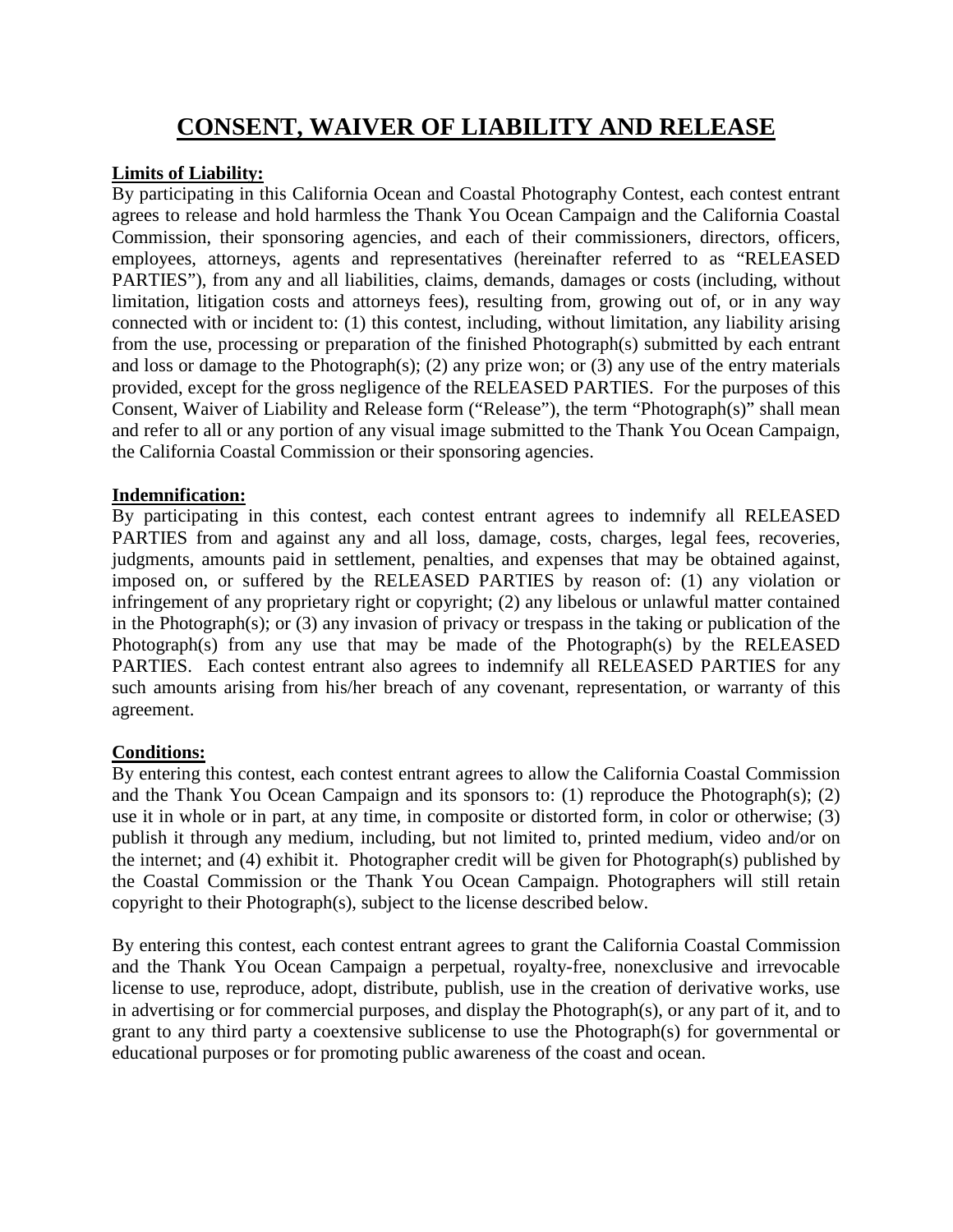# CONSENT, WAIVER OF LIABILITY AND RELEASE

**Limits of Liability:**

By participating in this California Ocean and Coastal Photography Contest, each contest entrant agrees to release and hold harmless the Thank You Ocean Campaign and the California Coastal Commission, their sponsoring agencies, and each of their commissioners, directors, officers, employees, attorneys, agents and representatives (hereinafter referred to as "RELEASED PARTIES"), from any and all liabilities, claims, demands, damages or costs (including, without limitation, litigation costs and attorneys fees), resulting from, growing out of, or in any way connected with or incident to: (1) this contest, including, without limitation, any liability arising from the use, processing or preparation of the finished Photograph(s) submitted by each entrant and loss or damage to the Photograph(s); (2) any prize won; or (3) any use of the entry materials provided, except for the gross negligence of the RELEASED PARTIES. For the purposes of this Consent, Waiver of Liability and Release form ("Release"), the term "Photograph(s)" shall mean and refer to all or any portion of any visual image submitted to the Thank You Ocean Campaign, the California Coastal Commission or their sponsoring agencies.

**Indemnification:**

By participating in this contest, each contest entrant agrees to indemnify all RELEASED PARTIES from and against any and all loss, damage, costs, charges, legal fees, recoveries, judgments, amounts paid in settlement, penalties, and expenses that may be obtained against, imposed on, or suffered by the RELEASED PARTIES by reason of: (1) any violation or infringement of any proprietary right or copyright; (2) any libelous or unlawful matter contained in the Photograph(s); or (3) any invasion of privacy or trespass in the taking or publication of the Photograph(s) from any use that may be made of the Photograph(s) by the RELEASED PARTIES. Each contest entrant also agrees to indemnify all RELEASED PARTIES for any such amounts arising from his/her breach of any covenant, representation, or warranty of this agreement.

**Conditions:**

By entering this contest, each contest entrant agrees to allow the California Coastal Commission and the Thank You Ocean Campaign and its sponsors to: (1) reproduce the Photograph(s); (2) use it in whole or in part, at any time, in composite or distorted form, in color or otherwise; (3) publish it through any medium, including, but not limited to, printed medium, video and/or on the internet; and (4) exhibit it. Photographer credit will be given for Photograph(s) published by the Coastal Commission or the Thank You Ocean Campaign. Photographers will still retain copyright to their Photograph(s), subject to the license described below.

By entering this contest, each contest entrant agrees to grant the California Coastal Commission and the Thank You Ocean Campaign a perpetual, royalty-free, nonexclusive and irrevocable license to use, reproduce, adopt, distribute, publish, use in the creation of derivative works, use in advertising or for commercial purposes, and display the Photograph(s), or any part of it, and to grant to any third party a coextensive sublicense to use the Photograph(s) for governmental or educational purposes or for promoting public awareness of the coast and ocean.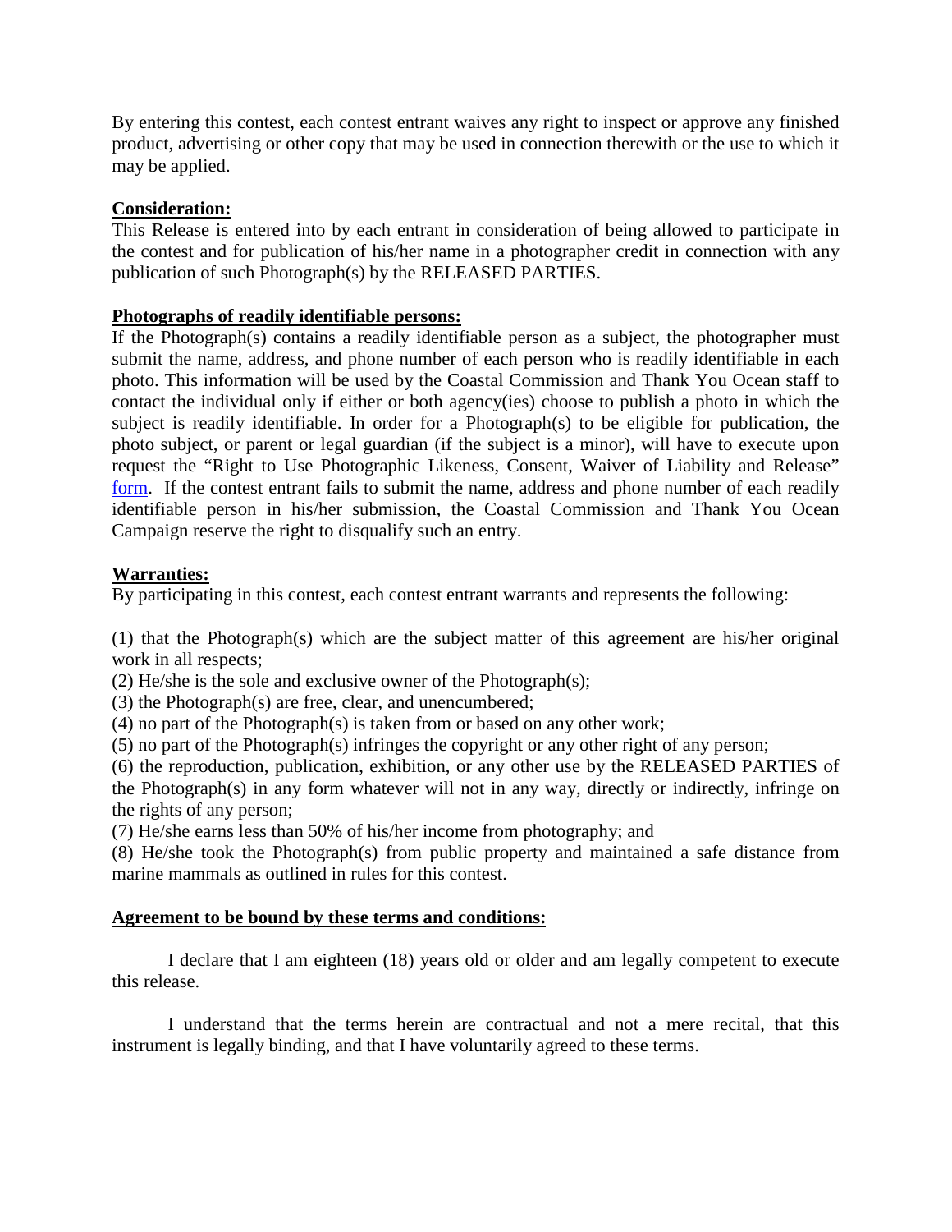By entering this contest, each contest entrant waives any right to inspect or approve any finished product, advertising or other copy that may be used in connection therewith or the use to which it may be applied.

**Consideration:**

This Release is entered into by each entrant in consideration of being allowed to participate in the contest and for publication of his/her name in a photographer credit in connection with any publication of such Photograph(s) by the RELEASED PARTIES.

**Photographs of readily identifiable persons:**

If the Photograph(s) contains a readily identifiable person as a subject, the photographer must submit the name, address, and phone number of each person who is readily identifiable in each photo. This information will be used by the Coastal Commission and Thank You Ocean staff to contact the individual only if either or both agency(ies) choose to publish a photo in which the subject is readily identifiable. In order for a Photograph(s) to be eligible for publication, the photo subject, or parent or legal guardian (if the subject is a minor), will have to execute upon request the "Right to Use Photographic Likeness, Consent, Waiver of Liability and Release" form. If the contest entrant fails to submit the name, address and phone number of each readily identifiable person in his/her submission, the Coastal Commission and Thank You Ocean Campaign reserve the right to disqualify such an entry.

**Warranties:**

By participating in this contest, each contest entrant warrants and represents the following:

(1) that the Photograph(s) which are the subject matter of this agreement are his/her original work in all respects;
(2) He/she is the sole and exclusive owner of the Photograph(s);
(3) the Photograph(s) are free, clear, and unencumbered;
(4) no part of the Photograph(s) is taken from or based on any other work;
(5) no part of the Photograph(s) infringes the copyright or any other right of any person;
(6) the reproduction, publication, exhibition, or any other use by the RELEASED PARTIES of the Photograph(s) in any form whatever will not in any way, directly or indirectly, infringe on the rights of any person;
(7) He/she earns less than 50% of his/her income from photography; and
(8) He/she took the Photograph(s) from public property and maintained a safe distance from marine mammals as outlined in rules for this contest.

**Agreement to be bound by these terms and conditions:**

I declare that I am eighteen (18) years old or older and am legally competent to execute this release.

I understand that the terms herein are contractual and not a mere recital, that this instrument is legally binding, and that I have voluntarily agreed to these terms.